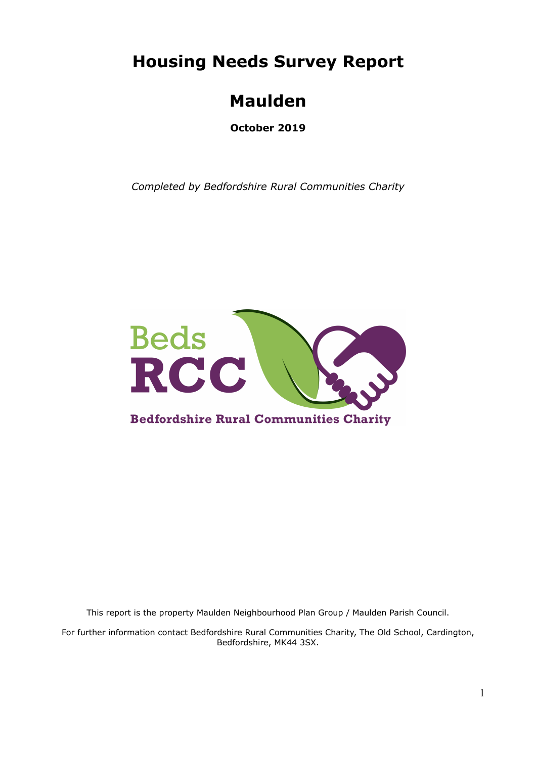# Housing Needs Survey Report

# Maulden

**October 2019**

*Completed by Bedfordshire Rural Communities Charity*

This report is the property Maulden Neighbourhood Plan Group / Maulden Parish Council.

For further information contact Bedfordshire Rural Communities Charity, The Old School, Cardington, Bedfordshire, MK44 3SX.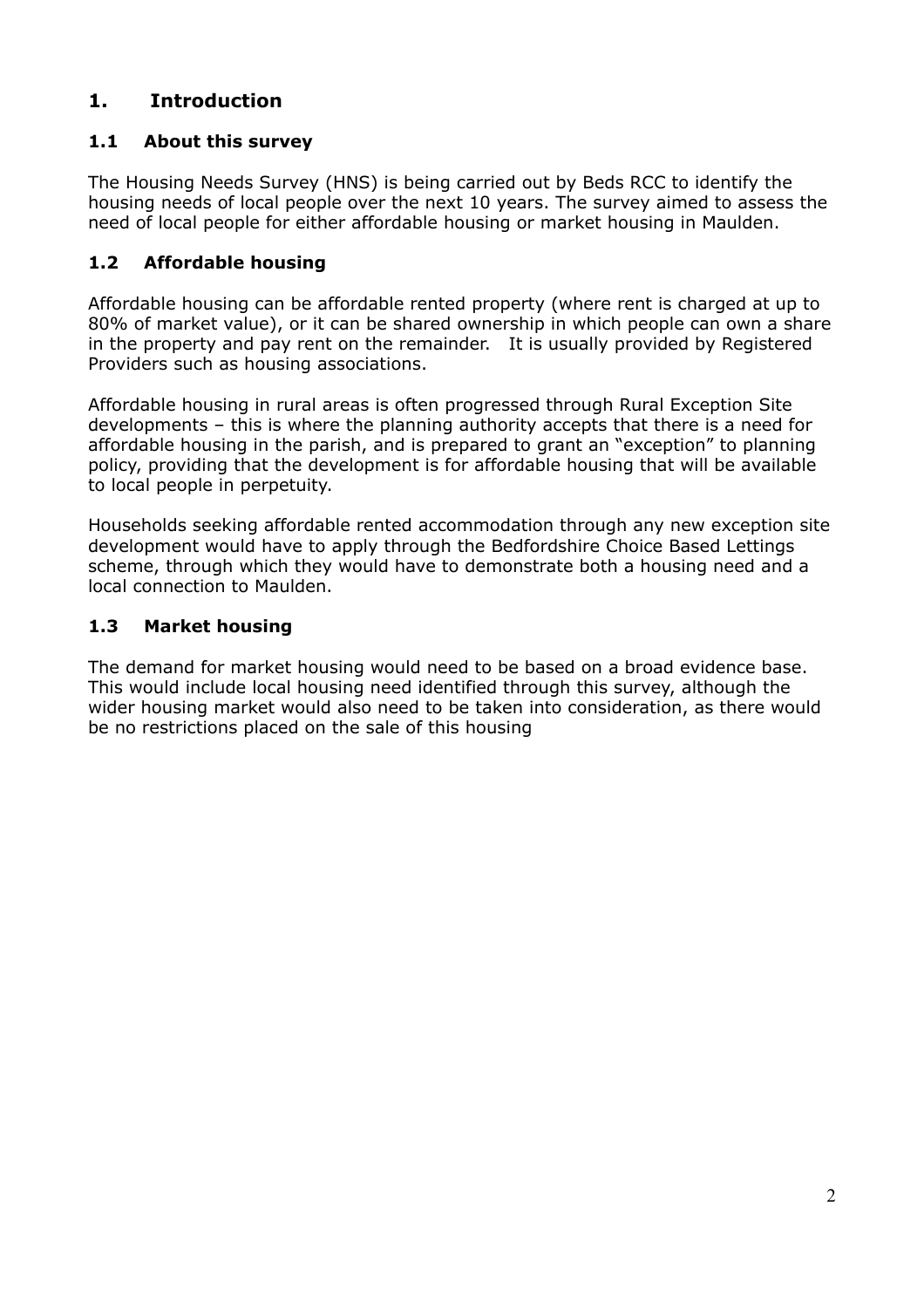# 1. Introduction

## 1.1 About this survey

The Housing Needs Survey (HNS) is being carried out by Beds RCC to identify the housing needs of local people over the next 10 years. The survey aimed to assess the need of local people for either affordable housing or market housing in Maulden.

## 1.2 Affordable housing

Affordable housing can be affordable rented property (where rent is charged at up to 80% of market value), or it can be shared ownership in which people can own a share in the property and pay rent on the remainder. It is usually provided by Registered Providers such as housing associations.

Affordable housing in rural areas is often progressed through Rural Exception Site developments – this is where the planning authority accepts that there is a need for affordable housing in the parish, and is prepared to grant an "exception" to planning policy, providing that the development is for affordable housing that will be available to local people in perpetuity.

Households seeking affordable rented accommodation through any new exception site development would have to apply through the Bedfordshire Choice Based Lettings scheme, through which they would have to demonstrate both a housing need and a local connection to Maulden.

## 1.3 Market housing

The demand for market housing would need to be based on a broad evidence base. This would include local housing need identified through this survey, although the wider housing market would also need to be taken into consideration, as there would be no restrictions placed on the sale of this housing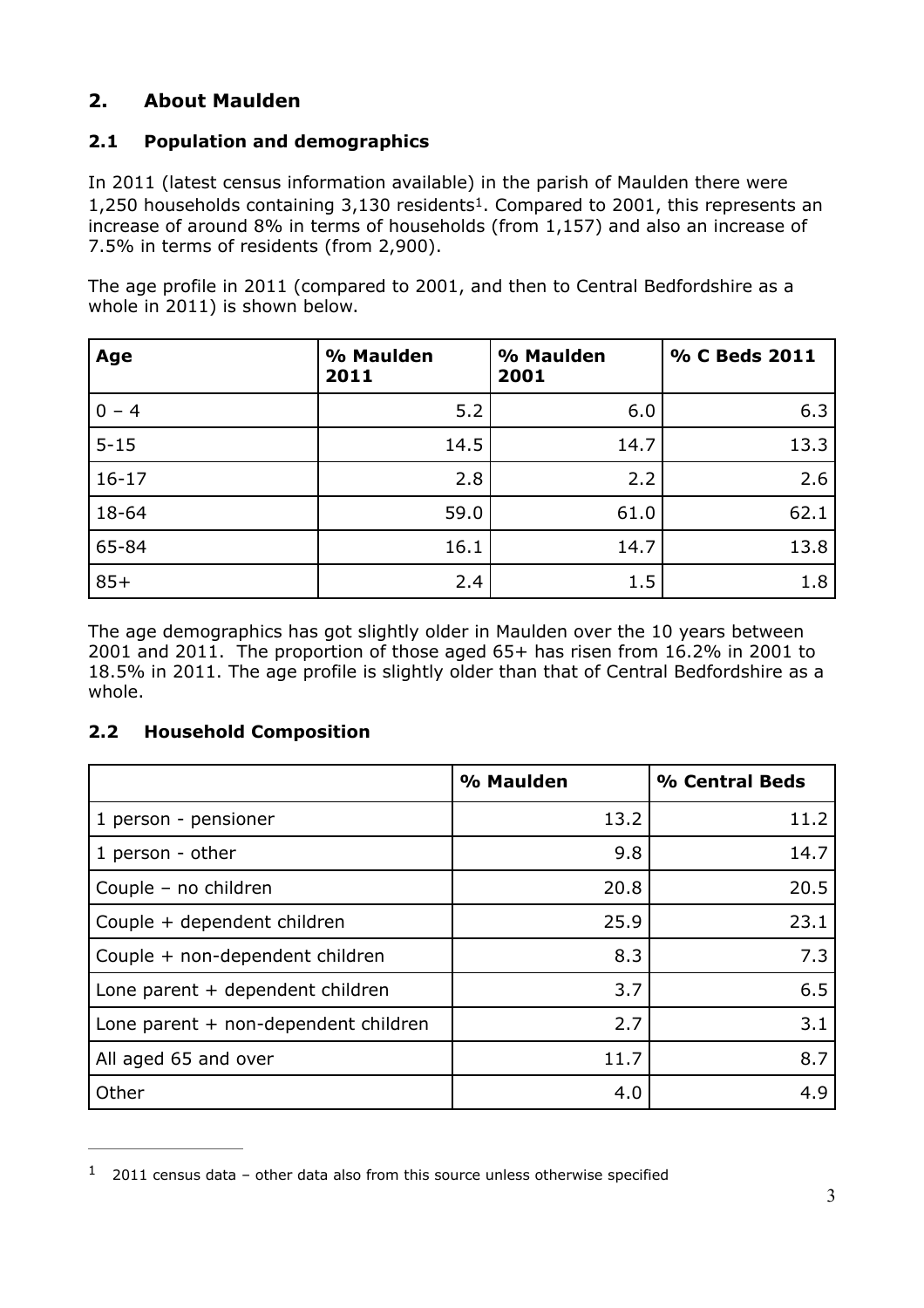## 2. About Maulden

### 2.1 Population and demographics

In 2011 (latest census information available) in the parish of Maulden there were 1,250 households containing 3,130 residents[1]. Compared to 2001, this represents an increase of around 8% in terms of households (from 1,157) and also an increase of 7.5% in terms of residents (from 2,900).

The age profile in 2011 (compared to 2001, and then to Central Bedfordshire as a whole in 2011) is shown below.

| Age | % Maulden 2011 | % Maulden 2001 | % C Beds 2011 |
|---|---|---|---|
| 0 – 4 | 5.2 | 6.0 | 6.3 |
| 5-15 | 14.5 | 14.7 | 13.3 |
| 16-17 | 2.8 | 2.2 | 2.6 |
| 18-64 | 59.0 | 61.0 | 62.1 |
| 65-84 | 16.1 | 14.7 | 13.8 |
| 85+ | 2.4 | 1.5 | 1.8 |

The age demographics has got slightly older in Maulden over the 10 years between 2001 and 2011. The proportion of those aged 65+ has risen from 16.2% in 2001 to 18.5% in 2011. The age profile is slightly older than that of Central Bedfordshire as a whole.

### 2.2 Household Composition

| | % Maulden | % Central Beds |
|---|---|---|
| 1 person - pensioner | 13.2 | 11.2 |
| 1 person - other | 9.8 | 14.7 |
| Couple – no children | 20.8 | 20.5 |
| Couple + dependent children | 25.9 | 23.1 |
| Couple + non-dependent children | 8.3 | 7.3 |
| Lone parent + dependent children | 3.7 | 6.5 |
| Lone parent + non-dependent children | 2.7 | 3.1 |
| All aged 65 and over | 11.7 | 8.7 |
| Other | 4.0 | 4.9 |

[1] 2011 census data – other data also from this source unless otherwise specified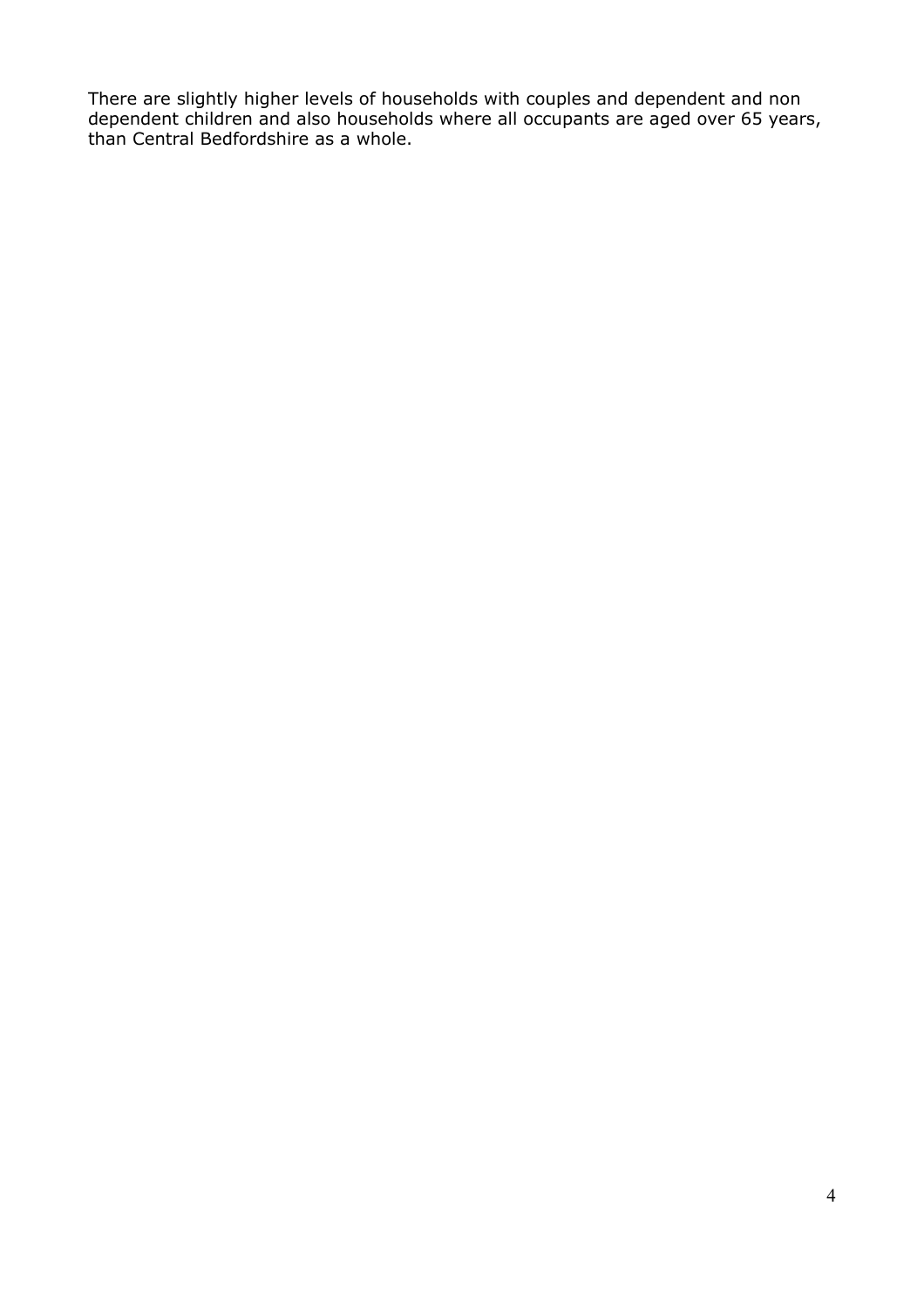There are slightly higher levels of households with couples and dependent and non dependent children and also households where all occupants are aged over 65 years, than Central Bedfordshire as a whole.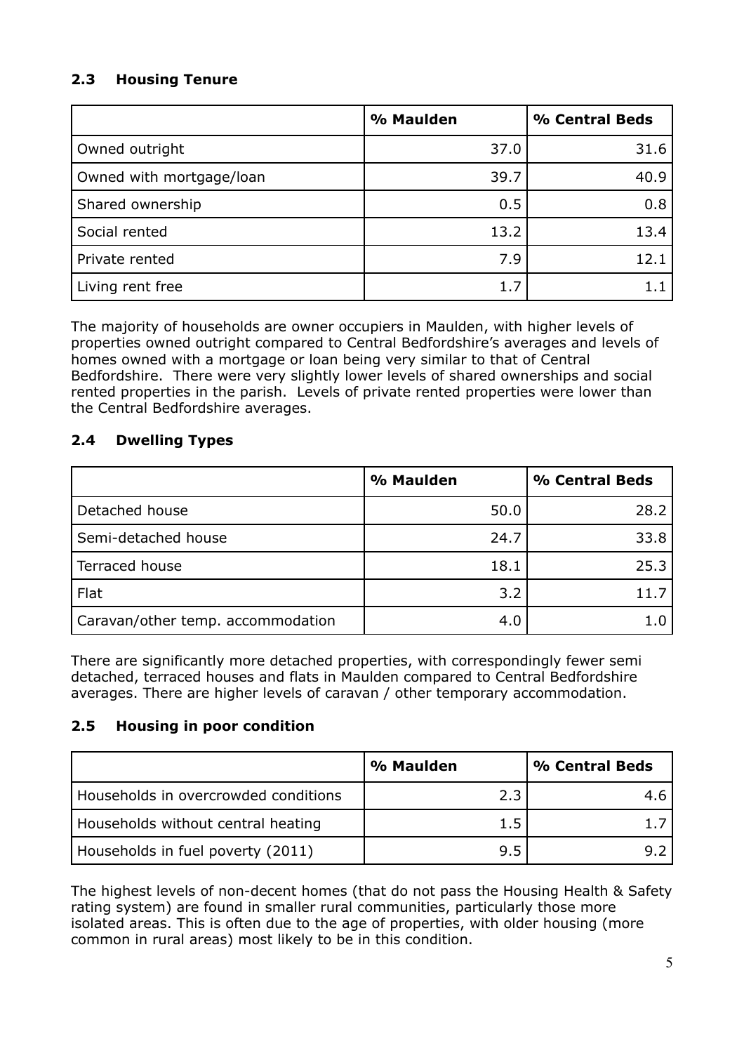### 2.3 Housing Tenure

| | % Maulden | % Central Beds |
|---|---|---|
| Owned outright | 37.0 | 31.6 |
| Owned with mortgage/loan | 39.7 | 40.9 |
| Shared ownership | 0.5 | 0.8 |
| Social rented | 13.2 | 13.4 |
| Private rented | 7.9 | 12.1 |
| Living rent free | 1.7 | 1.1 |

The majority of households are owner occupiers in Maulden, with higher levels of properties owned outright compared to Central Bedfordshire's averages and levels of homes owned with a mortgage or loan being very similar to that of Central Bedfordshire. There were very slightly lower levels of shared ownerships and social rented properties in the parish. Levels of private rented properties were lower than the Central Bedfordshire averages.

### 2.4 Dwelling Types

| | % Maulden | % Central Beds |
|---|---|---|
| Detached house | 50.0 | 28.2 |
| Semi-detached house | 24.7 | 33.8 |
| Terraced house | 18.1 | 25.3 |
| Flat | 3.2 | 11.7 |
| Caravan/other temp. accommodation | 4.0 | 1.0 |

There are significantly more detached properties, with correspondingly fewer semi detached, terraced houses and flats in Maulden compared to Central Bedfordshire averages. There are higher levels of caravan / other temporary accommodation.

### 2.5 Housing in poor condition

| | % Maulden | % Central Beds |
|---|---|---|
| Households in overcrowded conditions | 2.3 | 4.6 |
| Households without central heating | 1.5 | 1.7 |
| Households in fuel poverty (2011) | 9.5 | 9.2 |

The highest levels of non-decent homes (that do not pass the Housing Health & Safety rating system) are found in smaller rural communities, particularly those more isolated areas. This is often due to the age of properties, with older housing (more common in rural areas) most likely to be in this condition.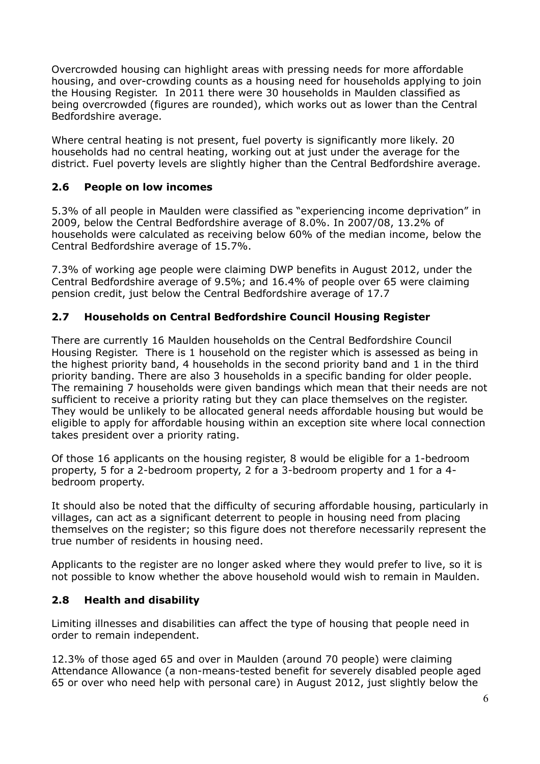Overcrowded housing can highlight areas with pressing needs for more affordable housing, and over-crowding counts as a housing need for households applying to join the Housing Register. In 2011 there were 30 households in Maulden classified as being overcrowded (figures are rounded), which works out as lower than the Central Bedfordshire average.

Where central heating is not present, fuel poverty is significantly more likely. 20 households had no central heating, working out at just under the average for the district. Fuel poverty levels are slightly higher than the Central Bedfordshire average.

## 2.6 People on low incomes

5.3% of all people in Maulden were classified as "experiencing income deprivation" in 2009, below the Central Bedfordshire average of 8.0%. In 2007/08, 13.2% of households were calculated as receiving below 60% of the median income, below the Central Bedfordshire average of 15.7%.

7.3% of working age people were claiming DWP benefits in August 2012, under the Central Bedfordshire average of 9.5%; and 16.4% of people over 65 were claiming pension credit, just below the Central Bedfordshire average of 17.7

## 2.7 Households on Central Bedfordshire Council Housing Register

There are currently 16 Maulden households on the Central Bedfordshire Council Housing Register. There is 1 household on the register which is assessed as being in the highest priority band, 4 households in the second priority band and 1 in the third priority banding. There are also 3 households in a specific banding for older people. The remaining 7 households were given bandings which mean that their needs are not sufficient to receive a priority rating but they can place themselves on the register. They would be unlikely to be allocated general needs affordable housing but would be eligible to apply for affordable housing within an exception site where local connection takes president over a priority rating.

Of those 16 applicants on the housing register, 8 would be eligible for a 1-bedroom property, 5 for a 2-bedroom property, 2 for a 3-bedroom property and 1 for a 4-bedroom property.

It should also be noted that the difficulty of securing affordable housing, particularly in villages, can act as a significant deterrent to people in housing need from placing themselves on the register; so this figure does not therefore necessarily represent the true number of residents in housing need.

Applicants to the register are no longer asked where they would prefer to live, so it is not possible to know whether the above household would wish to remain in Maulden.

## 2.8 Health and disability

Limiting illnesses and disabilities can affect the type of housing that people need in order to remain independent.

12.3% of those aged 65 and over in Maulden (around 70 people) were claiming Attendance Allowance (a non-means-tested benefit for severely disabled people aged 65 or over who need help with personal care) in August 2012, just slightly below the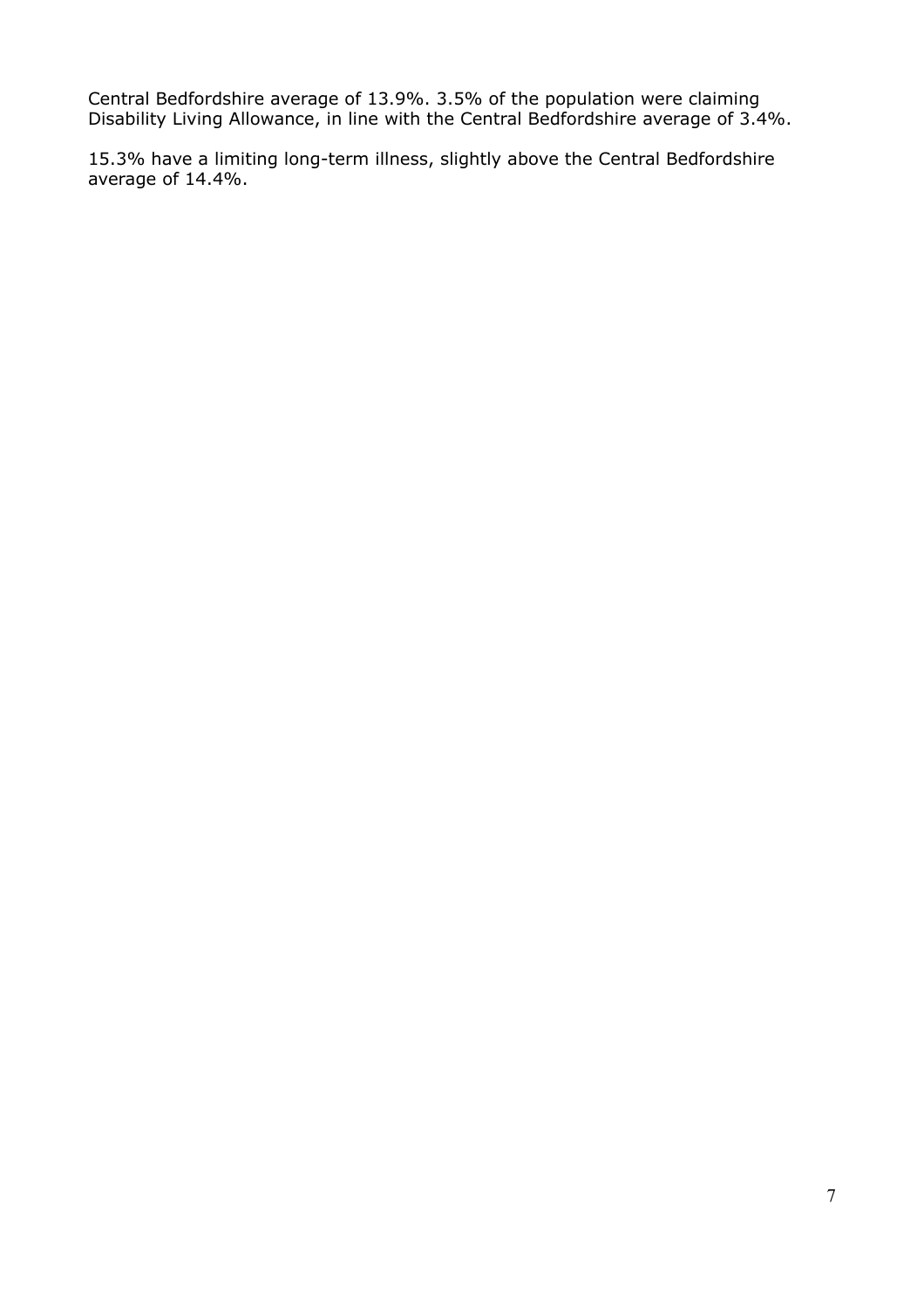Central Bedfordshire average of 13.9%. 3.5% of the population were claiming Disability Living Allowance, in line with the Central Bedfordshire average of 3.4%.

15.3% have a limiting long-term illness, slightly above the Central Bedfordshire average of 14.4%.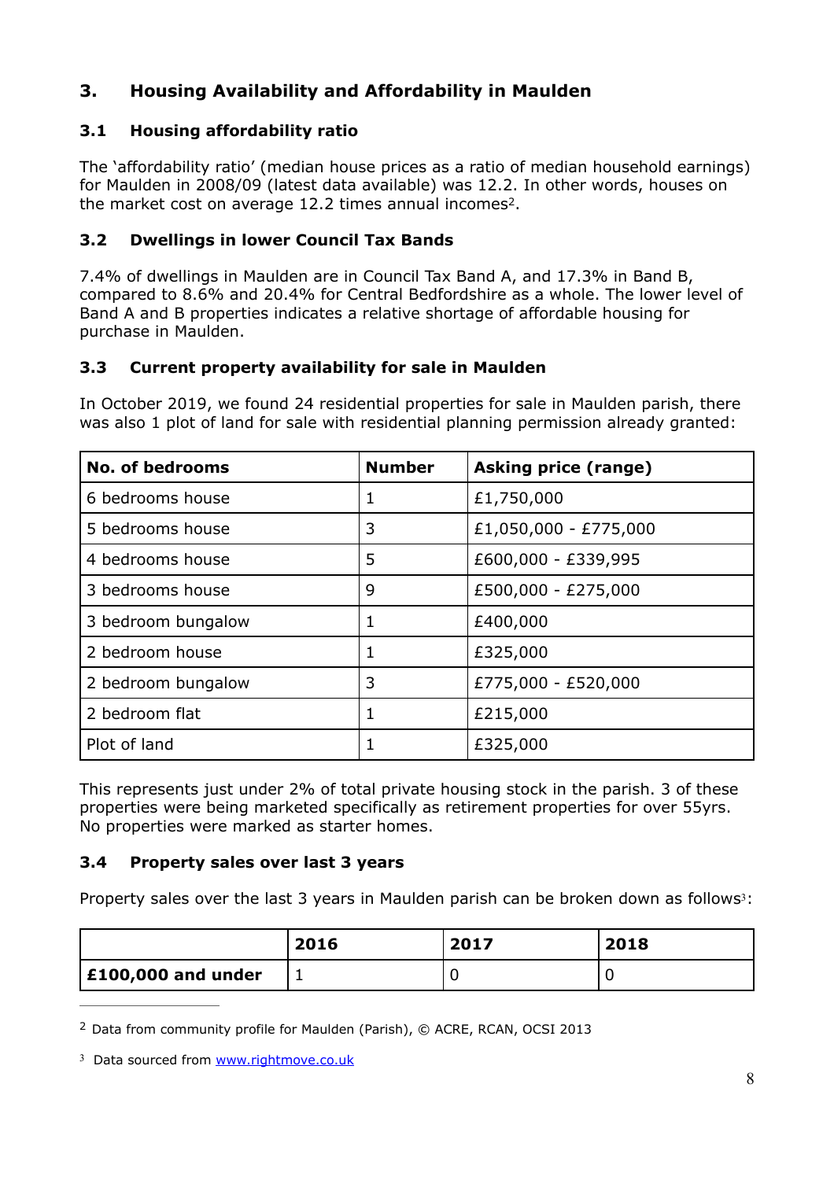## 3. Housing Availability and Affordability in Maulden

### 3.1 Housing affordability ratio

The 'affordability ratio' (median house prices as a ratio of median household earnings) for Maulden in 2008/09 (latest data available) was 12.2. In other words, houses on the market cost on average 12.2 times annual incomes[2].

### 3.2 Dwellings in lower Council Tax Bands

7.4% of dwellings in Maulden are in Council Tax Band A, and 17.3% in Band B, compared to 8.6% and 20.4% for Central Bedfordshire as a whole. The lower level of Band A and B properties indicates a relative shortage of affordable housing for purchase in Maulden.

### 3.3 Current property availability for sale in Maulden

In October 2019, we found 24 residential properties for sale in Maulden parish, there was also 1 plot of land for sale with residential planning permission already granted:

| No. of bedrooms | Number | Asking price (range) |
|---|---|---|
| 6 bedrooms house | 1 | £1,750,000 |
| 5 bedrooms house | 3 | £1,050,000 - £775,000 |
| 4 bedrooms house | 5 | £600,000 - £339,995 |
| 3 bedrooms house | 9 | £500,000 - £275,000 |
| 3 bedroom bungalow | 1 | £400,000 |
| 2 bedroom house | 1 | £325,000 |
| 2 bedroom bungalow | 3 | £775,000 - £520,000 |
| 2 bedroom flat | 1 | £215,000 |
| Plot of land | 1 | £325,000 |

This represents just under 2% of total private housing stock in the parish. 3 of these properties were being marketed specifically as retirement properties for over 55yrs. No properties were marked as starter homes.

### 3.4 Property sales over last 3 years

Property sales over the last 3 years in Maulden parish can be broken down as follows[3]:

| | 2016 | 2017 | 2018 |
|---|---|---|---|
| **£100,000 and under** | 1 | 0 | 0 |

[2] Data from community profile for Maulden (Parish), © ACRE, RCAN, OCSI 2013

[3] Data sourced from www.rightmove.co.uk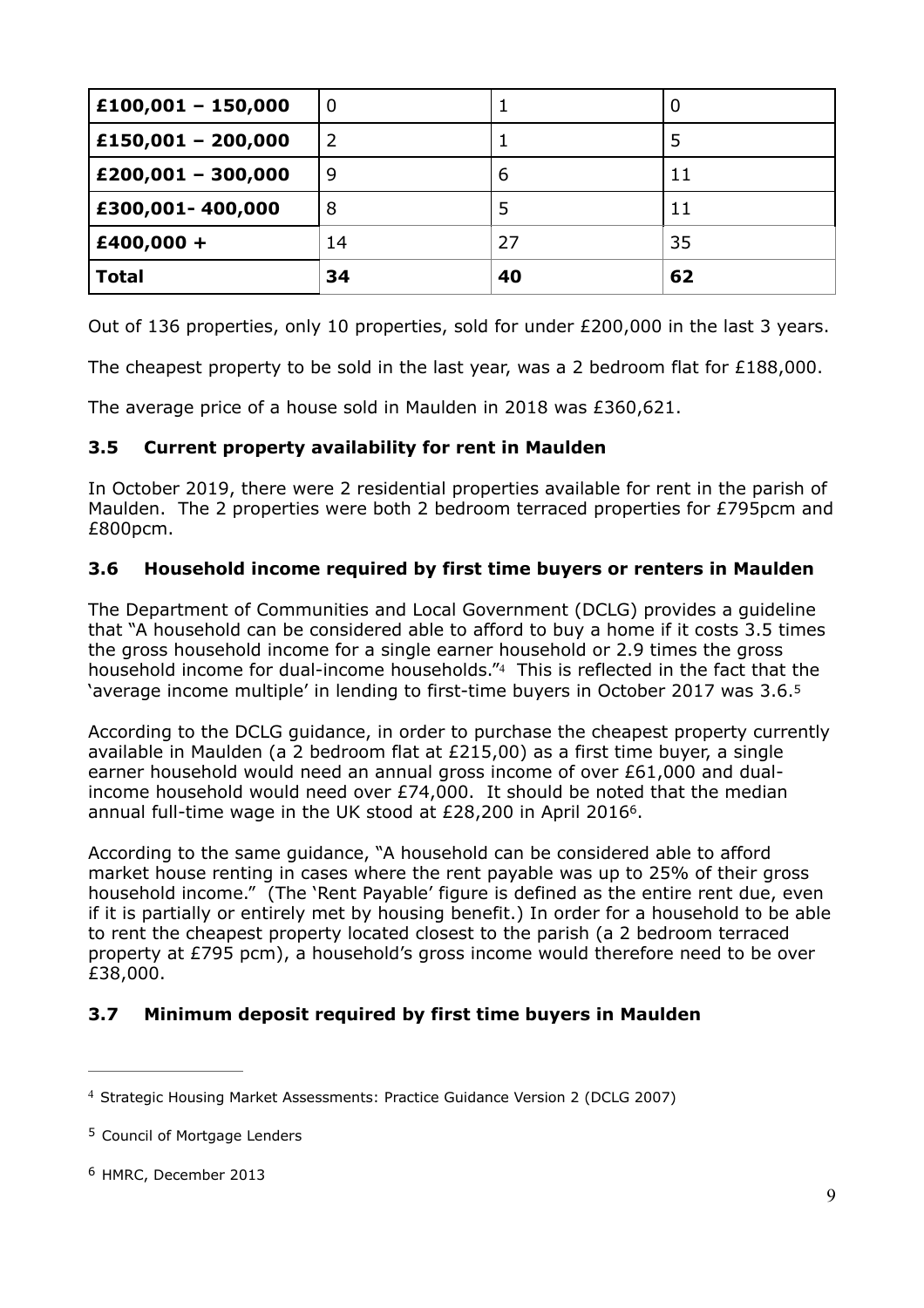| | | | |
|---|---|---|---|
| **£100,001 – 150,000** | 0 | 1 | 0 |
| **£150,001 – 200,000** | 2 | 1 | 5 |
| **£200,001 – 300,000** | 9 | 6 | 11 |
| **£300,001- 400,000** | 8 | 5 | 11 |
| **£400,000 +** | 14 | 27 | 35 |
| **Total** | **34** | **40** | **62** |

Out of 136 properties, only 10 properties, sold for under £200,000 in the last 3 years.

The cheapest property to be sold in the last year, was a 2 bedroom flat for £188,000.

The average price of a house sold in Maulden in 2018 was £360,621.

### 3.5 Current property availability for rent in Maulden

In October 2019, there were 2 residential properties available for rent in the parish of Maulden. The 2 properties were both 2 bedroom terraced properties for £795pcm and £800pcm.

### 3.6 Household income required by first time buyers or renters in Maulden

The Department of Communities and Local Government (DCLG) provides a guideline that "A household can be considered able to afford to buy a home if it costs 3.5 times the gross household income for a single earner household or 2.9 times the gross household income for dual-income households."[4] This is reflected in the fact that the 'average income multiple' in lending to first-time buyers in October 2017 was 3.6.[5]

According to the DCLG guidance, in order to purchase the cheapest property currently available in Maulden (a 2 bedroom flat at £215,00) as a first time buyer, a single earner household would need an annual gross income of over £61,000 and dual-income household would need over £74,000. It should be noted that the median annual full-time wage in the UK stood at £28,200 in April 2016[6].

According to the same guidance, "A household can be considered able to afford market house renting in cases where the rent payable was up to 25% of their gross household income." (The 'Rent Payable' figure is defined as the entire rent due, even if it is partially or entirely met by housing benefit.) In order for a household to be able to rent the cheapest property located closest to the parish (a 2 bedroom terraced property at £795 pcm), a household's gross income would therefore need to be over £38,000.

### 3.7 Minimum deposit required by first time buyers in Maulden

---

[4] Strategic Housing Market Assessments: Practice Guidance Version 2 (DCLG 2007)

[5] Council of Mortgage Lenders

[6] HMRC, December 2013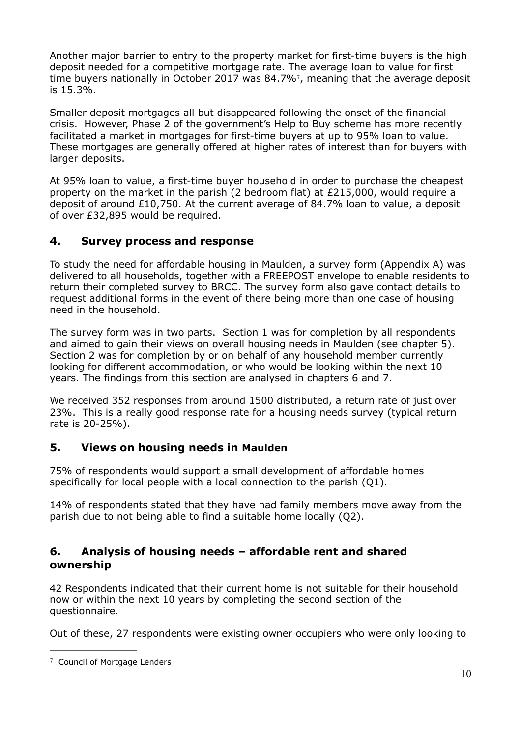Another major barrier to entry to the property market for first-time buyers is the high deposit needed for a competitive mortgage rate. The average loan to value for first time buyers nationally in October 2017 was 84.7%[7], meaning that the average deposit is 15.3%.

Smaller deposit mortgages all but disappeared following the onset of the financial crisis. However, Phase 2 of the government's Help to Buy scheme has more recently facilitated a market in mortgages for first-time buyers at up to 95% loan to value. These mortgages are generally offered at higher rates of interest than for buyers with larger deposits.

At 95% loan to value, a first-time buyer household in order to purchase the cheapest property on the market in the parish (2 bedroom flat) at £215,000, would require a deposit of around £10,750. At the current average of 84.7% loan to value, a deposit of over £32,895 would be required.

## 4. Survey process and response

To study the need for affordable housing in Maulden, a survey form (Appendix A) was delivered to all households, together with a FREEPOST envelope to enable residents to return their completed survey to BRCC. The survey form also gave contact details to request additional forms in the event of there being more than one case of housing need in the household.

The survey form was in two parts. Section 1 was for completion by all respondents and aimed to gain their views on overall housing needs in Maulden (see chapter 5). Section 2 was for completion by or on behalf of any household member currently looking for different accommodation, or who would be looking within the next 10 years. The findings from this section are analysed in chapters 6 and 7.

We received 352 responses from around 1500 distributed, a return rate of just over 23%. This is a really good response rate for a housing needs survey (typical return rate is 20-25%).

## 5. Views on housing needs in Maulden

75% of respondents would support a small development of affordable homes specifically for local people with a local connection to the parish (Q1).

14% of respondents stated that they have had family members move away from the parish due to not being able to find a suitable home locally (Q2).

## 6. Analysis of housing needs – affordable rent and shared ownership

42 Respondents indicated that their current home is not suitable for their household now or within the next 10 years by completing the second section of the questionnaire.

Out of these, 27 respondents were existing owner occupiers who were only looking to

[7] Council of Mortgage Lenders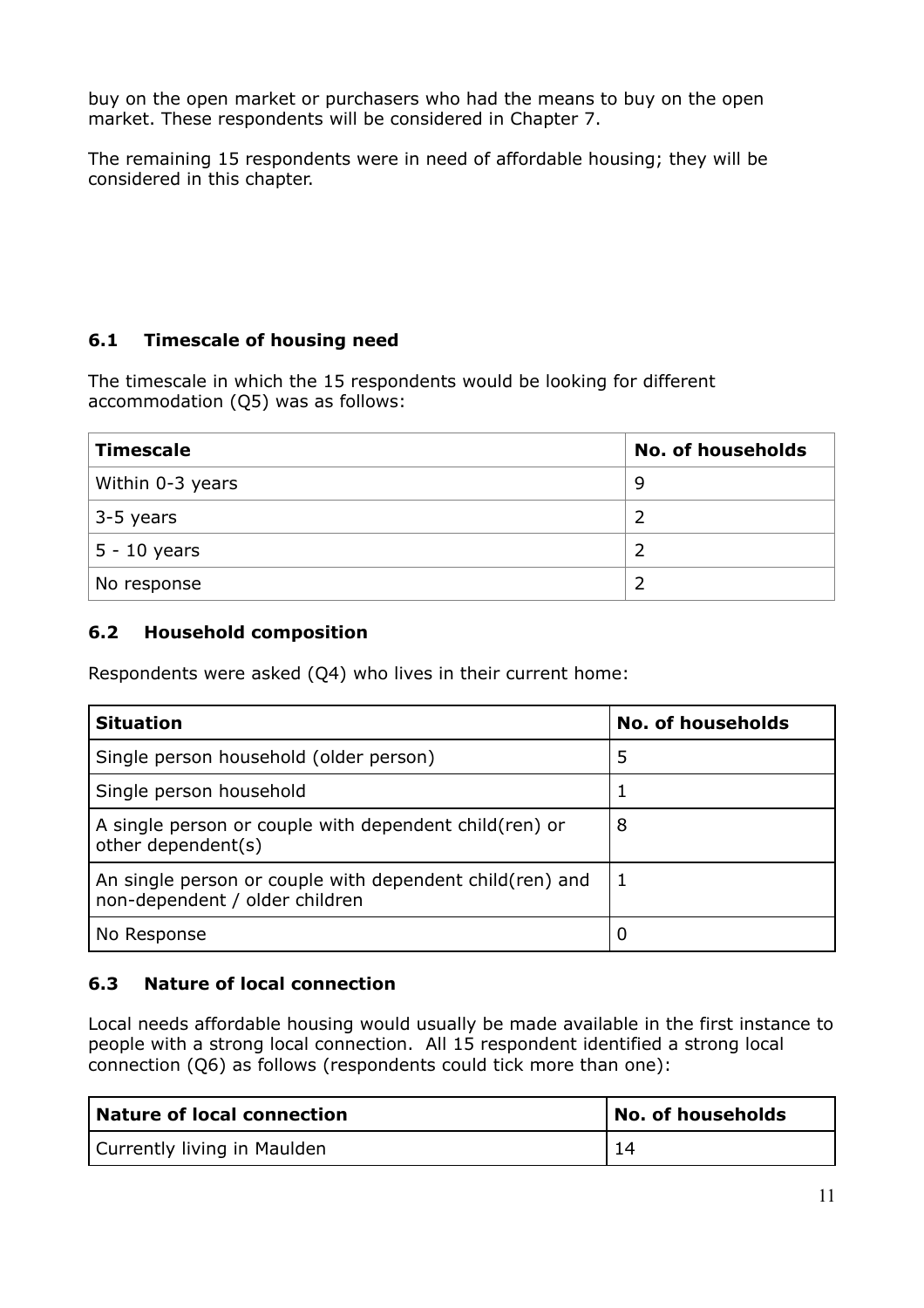buy on the open market or purchasers who had the means to buy on the open market. These respondents will be considered in Chapter 7.

The remaining 15 respondents were in need of affordable housing; they will be considered in this chapter.

### 6.1 Timescale of housing need

The timescale in which the 15 respondents would be looking for different accommodation (Q5) was as follows:

| Timescale | No. of households |
|---|---|
| Within 0-3 years | 9 |
| 3-5 years | 2 |
| 5 - 10 years | 2 |
| No response | 2 |

### 6.2 Household composition

Respondents were asked (Q4) who lives in their current home:

| Situation | No. of households |
|---|---|
| Single person household (older person) | 5 |
| Single person household | 1 |
| A single person or couple with dependent child(ren) or other dependent(s) | 8 |
| An single person or couple with dependent child(ren) and non-dependent / older children | 1 |
| No Response | 0 |

### 6.3 Nature of local connection

Local needs affordable housing would usually be made available in the first instance to people with a strong local connection. All 15 respondent identified a strong local connection (Q6) as follows (respondents could tick more than one):

| Nature of local connection | No. of households |
|---|---|
| Currently living in Maulden | 14 |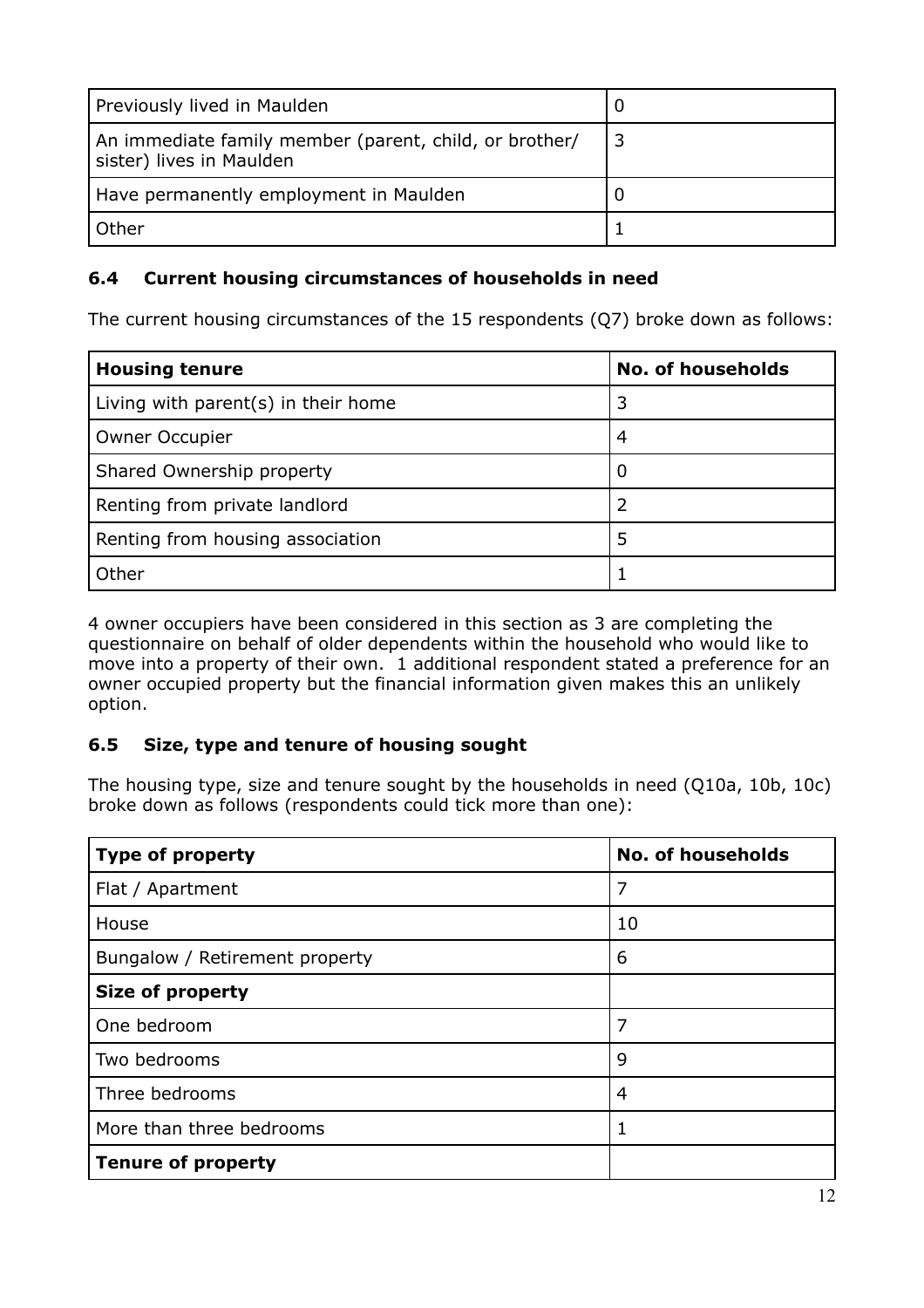| | |
|---|---|
| Previously lived in Maulden | 0 |
| An immediate family member (parent, child, or brother/ sister) lives in Maulden | 3 |
| Have permanently employment in Maulden | 0 |
| Other | 1 |

### 6.4 Current housing circumstances of households in need

The current housing circumstances of the 15 respondents (Q7) broke down as follows:

| Housing tenure | No. of households |
|---|---|
| Living with parent(s) in their home | 3 |
| Owner Occupier | 4 |
| Shared Ownership property | 0 |
| Renting from private landlord | 2 |
| Renting from housing association | 5 |
| Other | 1 |

4 owner occupiers have been considered in this section as 3 are completing the questionnaire on behalf of older dependents within the household who would like to move into a property of their own. 1 additional respondent stated a preference for an owner occupied property but the financial information given makes this an unlikely option.

### 6.5 Size, type and tenure of housing sought

The housing type, size and tenure sought by the households in need (Q10a, 10b, 10c) broke down as follows (respondents could tick more than one):

| Type of property | No. of households |
|---|---|
| Flat / Apartment | 7 |
| House | 10 |
| Bungalow / Retirement property | 6 |
| **Size of property** | |
| One bedroom | 7 |
| Two bedrooms | 9 |
| Three bedrooms | 4 |
| More than three bedrooms | 1 |
| **Tenure of property** | |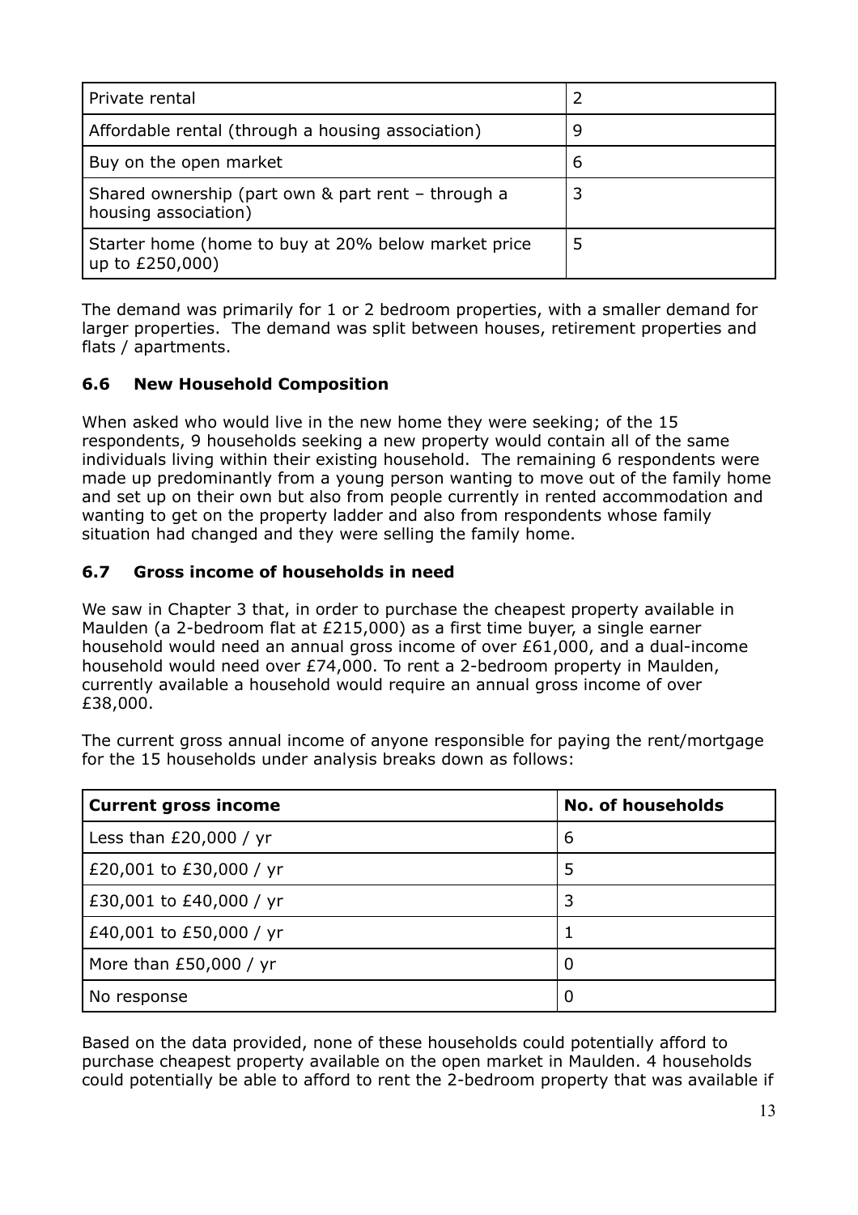| Private rental | 2 |
|---|---|
| Affordable rental (through a housing association) | 9 |
| Buy on the open market | 6 |
| Shared ownership (part own & part rent – through a housing association) | 3 |
| Starter home (home to buy at 20% below market price up to £250,000) | 5 |

The demand was primarily for 1 or 2 bedroom properties, with a smaller demand for larger properties. The demand was split between houses, retirement properties and flats / apartments.

### 6.6 New Household Composition

When asked who would live in the new home they were seeking; of the 15 respondents, 9 households seeking a new property would contain all of the same individuals living within their existing household. The remaining 6 respondents were made up predominantly from a young person wanting to move out of the family home and set up on their own but also from people currently in rented accommodation and wanting to get on the property ladder and also from respondents whose family situation had changed and they were selling the family home.

### 6.7 Gross income of households in need

We saw in Chapter 3 that, in order to purchase the cheapest property available in Maulden (a 2-bedroom flat at £215,000) as a first time buyer, a single earner household would need an annual gross income of over £61,000, and a dual-income household would need over £74,000. To rent a 2-bedroom property in Maulden, currently available a household would require an annual gross income of over £38,000.

The current gross annual income of anyone responsible for paying the rent/mortgage for the 15 households under analysis breaks down as follows:

| Current gross income | No. of households |
|---|---|
| Less than £20,000 / yr | 6 |
| £20,001 to £30,000 / yr | 5 |
| £30,001 to £40,000 / yr | 3 |
| £40,001 to £50,000 / yr | 1 |
| More than £50,000 / yr | 0 |
| No response | 0 |

Based on the data provided, none of these households could potentially afford to purchase cheapest property available on the open market in Maulden. 4 households could potentially be able to afford to rent the 2-bedroom property that was available if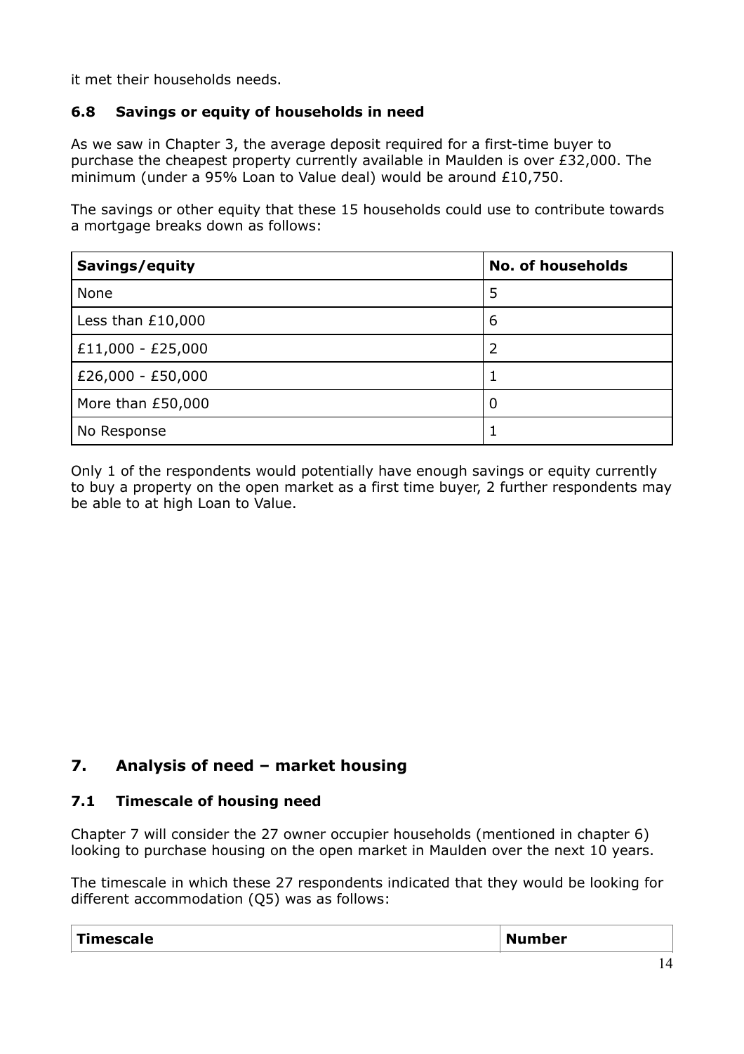it met their households needs.

### 6.8 Savings or equity of households in need

As we saw in Chapter 3, the average deposit required for a first-time buyer to purchase the cheapest property currently available in Maulden is over £32,000. The minimum (under a 95% Loan to Value deal) would be around £10,750.

The savings or other equity that these 15 households could use to contribute towards a mortgage breaks down as follows:

| Savings/equity | No. of households |
|---|---|
| None | 5 |
| Less than £10,000 | 6 |
| £11,000 - £25,000 | 2 |
| £26,000 - £50,000 | 1 |
| More than £50,000 | 0 |
| No Response | 1 |

Only 1 of the respondents would potentially have enough savings or equity currently to buy a property on the open market as a first time buyer, 2 further respondents may be able to at high Loan to Value.

## 7. Analysis of need – market housing

### 7.1 Timescale of housing need

Chapter 7 will consider the 27 owner occupier households (mentioned in chapter 6) looking to purchase housing on the open market in Maulden over the next 10 years.

The timescale in which these 27 respondents indicated that they would be looking for different accommodation (Q5) was as follows:

| Timescale | Number |
|---|---|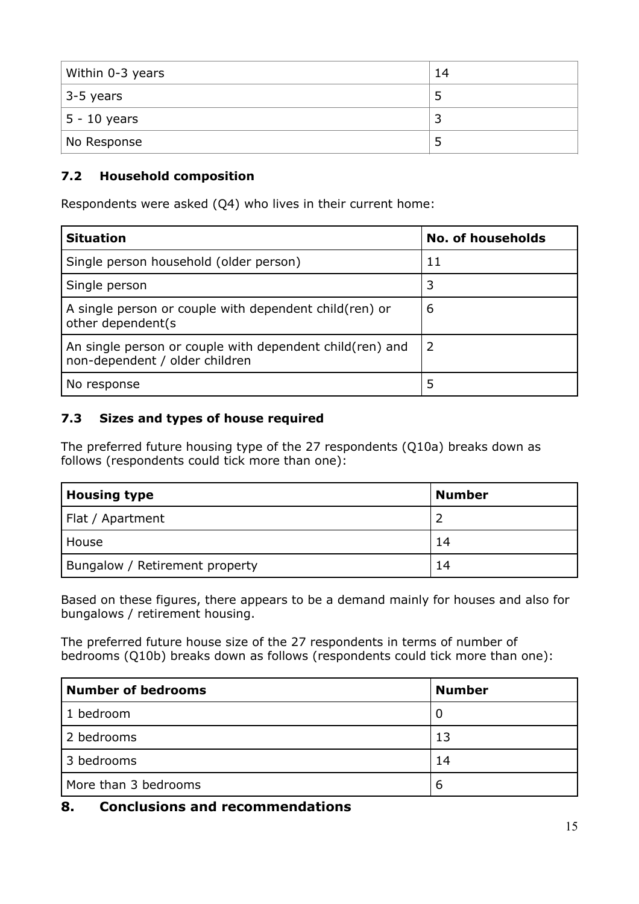| | |
|---|---|
| Within 0-3 years | 14 |
| 3-5 years | 5 |
| 5 - 10 years | 3 |
| No Response | 5 |

### 7.2 Household composition

Respondents were asked (Q4) who lives in their current home:

| Situation | No. of households |
|---|---|
| Single person household (older person) | 11 |
| Single person | 3 |
| A single person or couple with dependent child(ren) or other dependent(s | 6 |
| An single person or couple with dependent child(ren) and non-dependent / older children | 2 |
| No response | 5 |

### 7.3 Sizes and types of house required

The preferred future housing type of the 27 respondents (Q10a) breaks down as follows (respondents could tick more than one):

| Housing type | Number |
|---|---|
| Flat / Apartment | 2 |
| House | 14 |
| Bungalow / Retirement property | 14 |

Based on these figures, there appears to be a demand mainly for houses and also for bungalows / retirement housing.

The preferred future house size of the 27 respondents in terms of number of bedrooms (Q10b) breaks down as follows (respondents could tick more than one):

| Number of bedrooms | Number |
|---|---|
| 1 bedroom | 0 |
| 2 bedrooms | 13 |
| 3 bedrooms | 14 |
| More than 3 bedrooms | 6 |

## 8. Conclusions and recommendations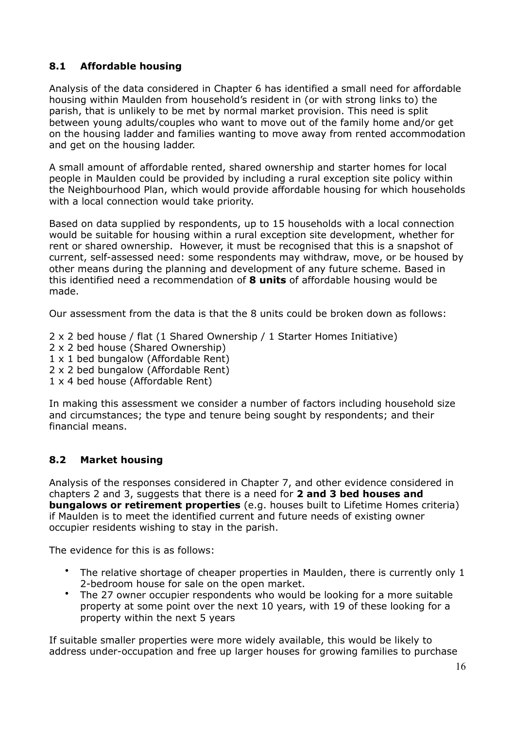## 8.1 Affordable housing

Analysis of the data considered in Chapter 6 has identified a small need for affordable housing within Maulden from household's resident in (or with strong links to) the parish, that is unlikely to be met by normal market provision. This need is split between young adults/couples who want to move out of the family home and/or get on the housing ladder and families wanting to move away from rented accommodation and get on the housing ladder.

A small amount of affordable rented, shared ownership and starter homes for local people in Maulden could be provided by including a rural exception site policy within the Neighbourhood Plan, which would provide affordable housing for which households with a local connection would take priority.

Based on data supplied by respondents, up to 15 households with a local connection would be suitable for housing within a rural exception site development, whether for rent or shared ownership. However, it must be recognised that this is a snapshot of current, self-assessed need: some respondents may withdraw, move, or be housed by other means during the planning and development of any future scheme. Based in this identified need a recommendation of **8 units** of affordable housing would be made.

Our assessment from the data is that the 8 units could be broken down as follows:

2 x 2 bed house / flat (1 Shared Ownership / 1 Starter Homes Initiative)
2 x 2 bed house (Shared Ownership)
1 x 1 bed bungalow (Affordable Rent)
2 x 2 bed bungalow (Affordable Rent)
1 x 4 bed house (Affordable Rent)

In making this assessment we consider a number of factors including household size and circumstances; the type and tenure being sought by respondents; and their financial means.

## 8.2 Market housing

Analysis of the responses considered in Chapter 7, and other evidence considered in chapters 2 and 3, suggests that there is a need for **2 and 3 bed houses and bungalows or retirement properties** (e.g. houses built to Lifetime Homes criteria) if Maulden is to meet the identified current and future needs of existing owner occupier residents wishing to stay in the parish.

The evidence for this is as follows:

- The relative shortage of cheaper properties in Maulden, there is currently only 1 2-bedroom house for sale on the open market.
- The 27 owner occupier respondents who would be looking for a more suitable property at some point over the next 10 years, with 19 of these looking for a property within the next 5 years

If suitable smaller properties were more widely available, this would be likely to address under-occupation and free up larger houses for growing families to purchase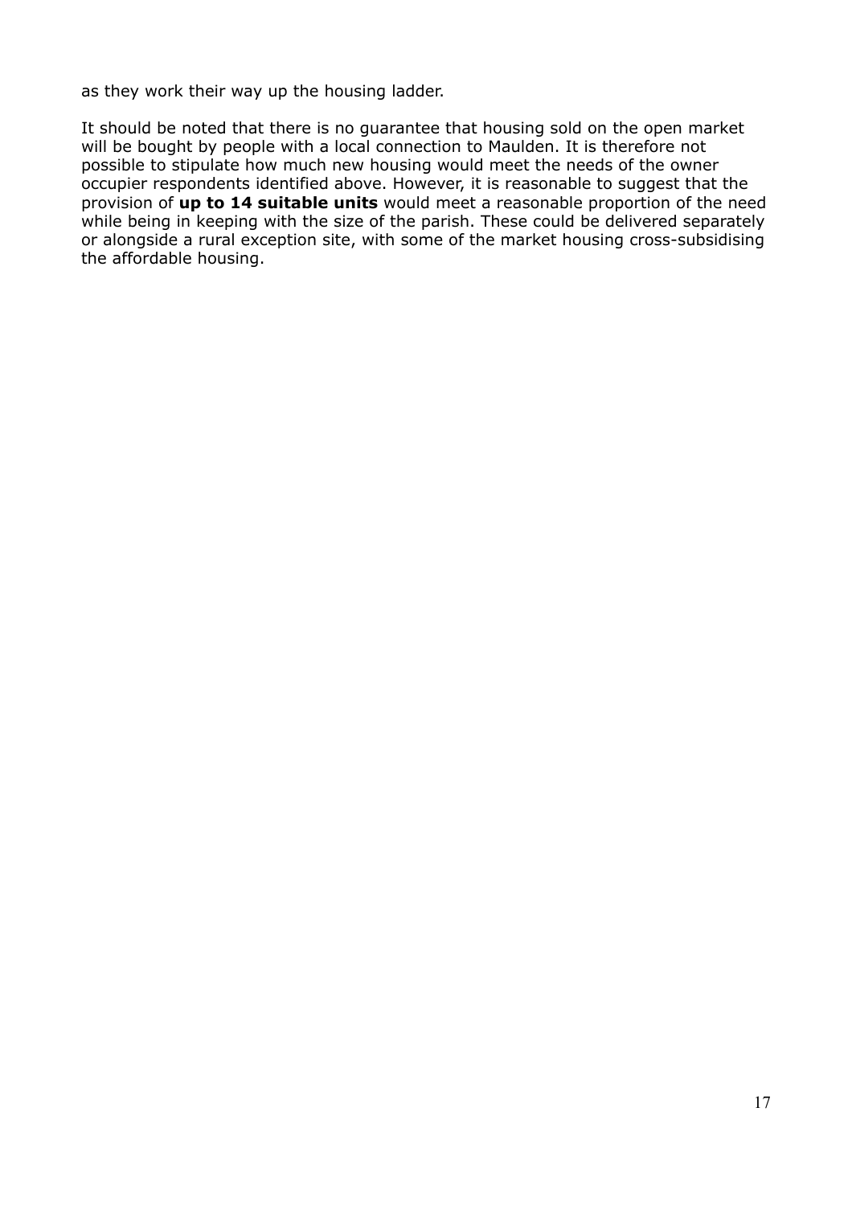as they work their way up the housing ladder.

It should be noted that there is no guarantee that housing sold on the open market will be bought by people with a local connection to Maulden. It is therefore not possible to stipulate how much new housing would meet the needs of the owner occupier respondents identified above. However, it is reasonable to suggest that the provision of **up to 14 suitable units** would meet a reasonable proportion of the need while being in keeping with the size of the parish. These could be delivered separately or alongside a rural exception site, with some of the market housing cross-subsidising the affordable housing.